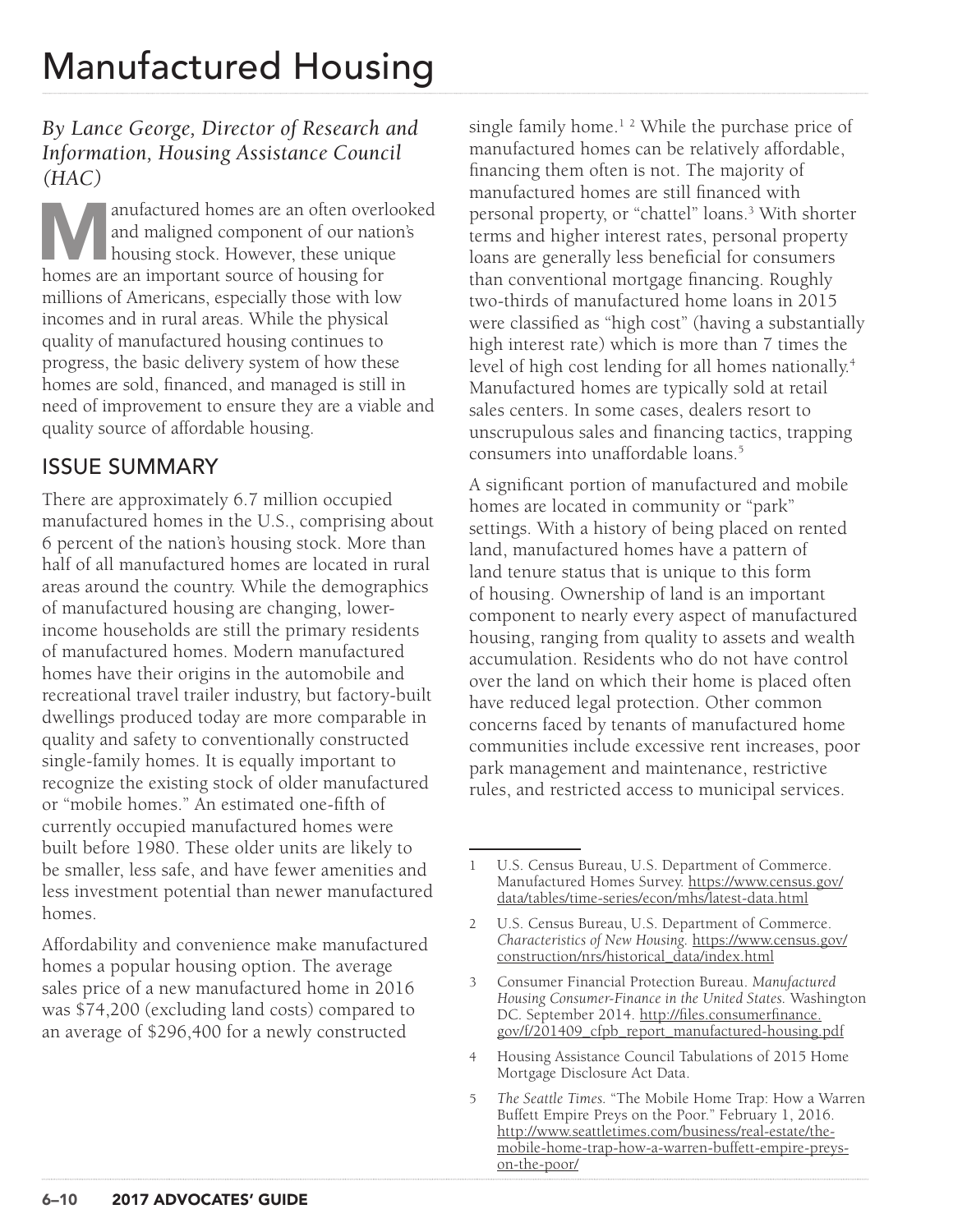# Manufactured Housing

*By Lance George, Director of Research and Information, Housing Assistance Council (HAC)*

Manufactured homes are an often overlooked and maligned component of our nation's housing stock. However, these unique homes are an important source of housing for millions of Americans, especially those with low incomes and in rural areas. While the physical quality of manufactured housing continues to progress, the basic delivery system of how these homes are sold, financed, and managed is still in need of improvement to ensure they are a viable and quality source of affordable housing.

## ISSUE SUMMARY

There are approximately 6.7 million occupied manufactured homes in the U.S., comprising about 6 percent of the nation's housing stock. More than half of all manufactured homes are located in rural areas around the country. While the demographics of manufactured housing are changing, lower-income households are still the primary residents of manufactured homes. Modern manufactured homes have their origins in the automobile and recreational travel trailer industry, but factory-built dwellings produced today are more comparable in quality and safety to conventionally constructed single-family homes. It is equally important to recognize the existing stock of older manufactured or "mobile homes." An estimated one-fifth of currently occupied manufactured homes were built before 1980. These older units are likely to be smaller, less safe, and have fewer amenities and less investment potential than newer manufactured homes.

Affordability and convenience make manufactured homes a popular housing option. The average sales price of a new manufactured home in 2016 was $74,200 (excluding land costs) compared to an average of $296,400 for a newly constructed single family home.[1 2] While the purchase price of manufactured homes can be relatively affordable, financing them often is not. The majority of manufactured homes are still financed with personal property, or "chattel" loans.[3] With shorter terms and higher interest rates, personal property loans are generally less beneficial for consumers than conventional mortgage financing. Roughly two-thirds of manufactured home loans in 2015 were classified as "high cost" (having a substantially high interest rate) which is more than 7 times the level of high cost lending for all homes nationally.[4] Manufactured homes are typically sold at retail sales centers. In some cases, dealers resort to unscrupulous sales and financing tactics, trapping consumers into unaffordable loans.[5]

A significant portion of manufactured and mobile homes are located in community or "park" settings. With a history of being placed on rented land, manufactured homes have a pattern of land tenure status that is unique to this form of housing. Ownership of land is an important component to nearly every aspect of manufactured housing, ranging from quality to assets and wealth accumulation. Residents who do not have control over the land on which their home is placed often have reduced legal protection. Other common concerns faced by tenants of manufactured home communities include excessive rent increases, poor park management and maintenance, restrictive rules, and restricted access to municipal services.

---

1 U.S. Census Bureau, U.S. Department of Commerce. Manufactured Homes Survey. https://www.census.gov/data/tables/time-series/econ/mhs/latest-data.html

2 U.S. Census Bureau, U.S. Department of Commerce. *Characteristics of New Housing.* https://www.census.gov/construction/nrs/historical_data/index.html

3 Consumer Financial Protection Bureau. *Manufactured Housing Consumer-Finance in the United States.* Washington DC. September 2014. http://files.consumerfinance.gov/f/201409_cfpb_report_manufactured-housing.pdf

4 Housing Assistance Council Tabulations of 2015 Home Mortgage Disclosure Act Data.

5 *The Seattle Times.* "The Mobile Home Trap: How a Warren Buffett Empire Preys on the Poor." February 1, 2016. http://www.seattletimes.com/business/real-estate/the-mobile-home-trap-how-a-warren-buffett-empire-preys-on-the-poor/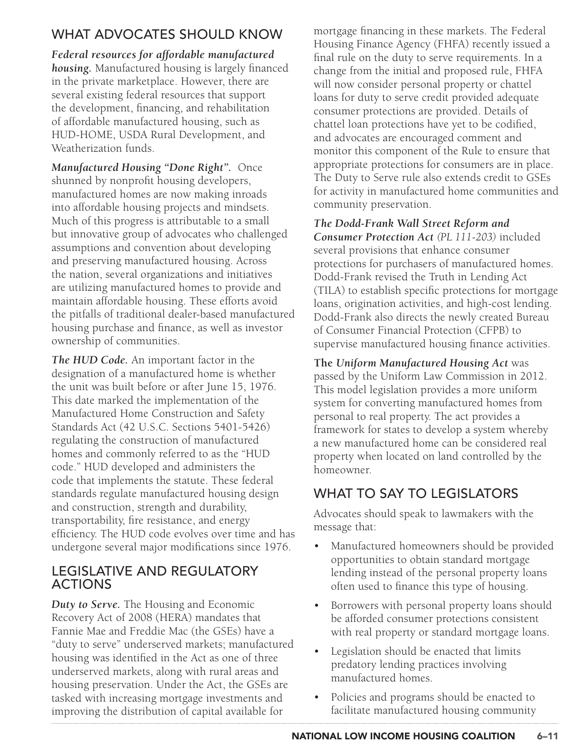## WHAT ADVOCATES SHOULD KNOW

***Federal resources for affordable manufactured housing.*** Manufactured housing is largely financed in the private marketplace. However, there are several existing federal resources that support the development, financing, and rehabilitation of affordable manufactured housing, such as HUD-HOME, USDA Rural Development, and Weatherization funds.

***Manufactured Housing "Done Right".*** Once shunned by nonprofit housing developers, manufactured homes are now making inroads into affordable housing projects and mindsets. Much of this progress is attributable to a small but innovative group of advocates who challenged assumptions and convention about developing and preserving manufactured housing. Across the nation, several organizations and initiatives are utilizing manufactured homes to provide and maintain affordable housing. These efforts avoid the pitfalls of traditional dealer-based manufactured housing purchase and finance, as well as investor ownership of communities.

***The HUD Code.*** An important factor in the designation of a manufactured home is whether the unit was built before or after June 15, 1976. This date marked the implementation of the Manufactured Home Construction and Safety Standards Act (42 U.S.C. Sections 5401-5426) regulating the construction of manufactured homes and commonly referred to as the "HUD code." HUD developed and administers the code that implements the statute. These federal standards regulate manufactured housing design and construction, strength and durability, transportability, fire resistance, and energy efficiency. The HUD code evolves over time and has undergone several major modifications since 1976.

## LEGISLATIVE AND REGULATORY ACTIONS

***Duty to Serve.*** The Housing and Economic Recovery Act of 2008 (HERA) mandates that Fannie Mae and Freddie Mac (the GSEs) have a "duty to serve" underserved markets; manufactured housing was identified in the Act as one of three underserved markets, along with rural areas and housing preservation. Under the Act, the GSEs are tasked with increasing mortgage investments and improving the distribution of capital available for mortgage financing in these markets. The Federal Housing Finance Agency (FHFA) recently issued a final rule on the duty to serve requirements. In a change from the initial and proposed rule, FHFA will now consider personal property or chattel loans for duty to serve credit provided adequate consumer protections are provided. Details of chattel loan protections have yet to be codified, and advocates are encouraged comment and monitor this component of the Rule to ensure that appropriate protections for consumers are in place. The Duty to Serve rule also extends credit to GSEs for activity in manufactured home communities and community preservation.

***The Dodd-Frank Wall Street Reform and Consumer Protection Act** (PL 111-203)* included several provisions that enhance consumer protections for purchasers of manufactured homes. Dodd-Frank revised the Truth in Lending Act (TILA) to establish specific protections for mortgage loans, origination activities, and high-cost lending. Dodd-Frank also directs the newly created Bureau of Consumer Financial Protection (CFPB) to supervise manufactured housing finance activities.

**The *Uniform Manufactured Housing Act*** was passed by the Uniform Law Commission in 2012. This model legislation provides a more uniform system for converting manufactured homes from personal to real property. The act provides a framework for states to develop a system whereby a new manufactured home can be considered real property when located on land controlled by the homeowner.

## WHAT TO SAY TO LEGISLATORS

Advocates should speak to lawmakers with the message that:

- Manufactured homeowners should be provided opportunities to obtain standard mortgage lending instead of the personal property loans often used to finance this type of housing.
- Borrowers with personal property loans should be afforded consumer protections consistent with real property or standard mortgage loans.
- Legislation should be enacted that limits predatory lending practices involving manufactured homes.
- Policies and programs should be enacted to facilitate manufactured housing community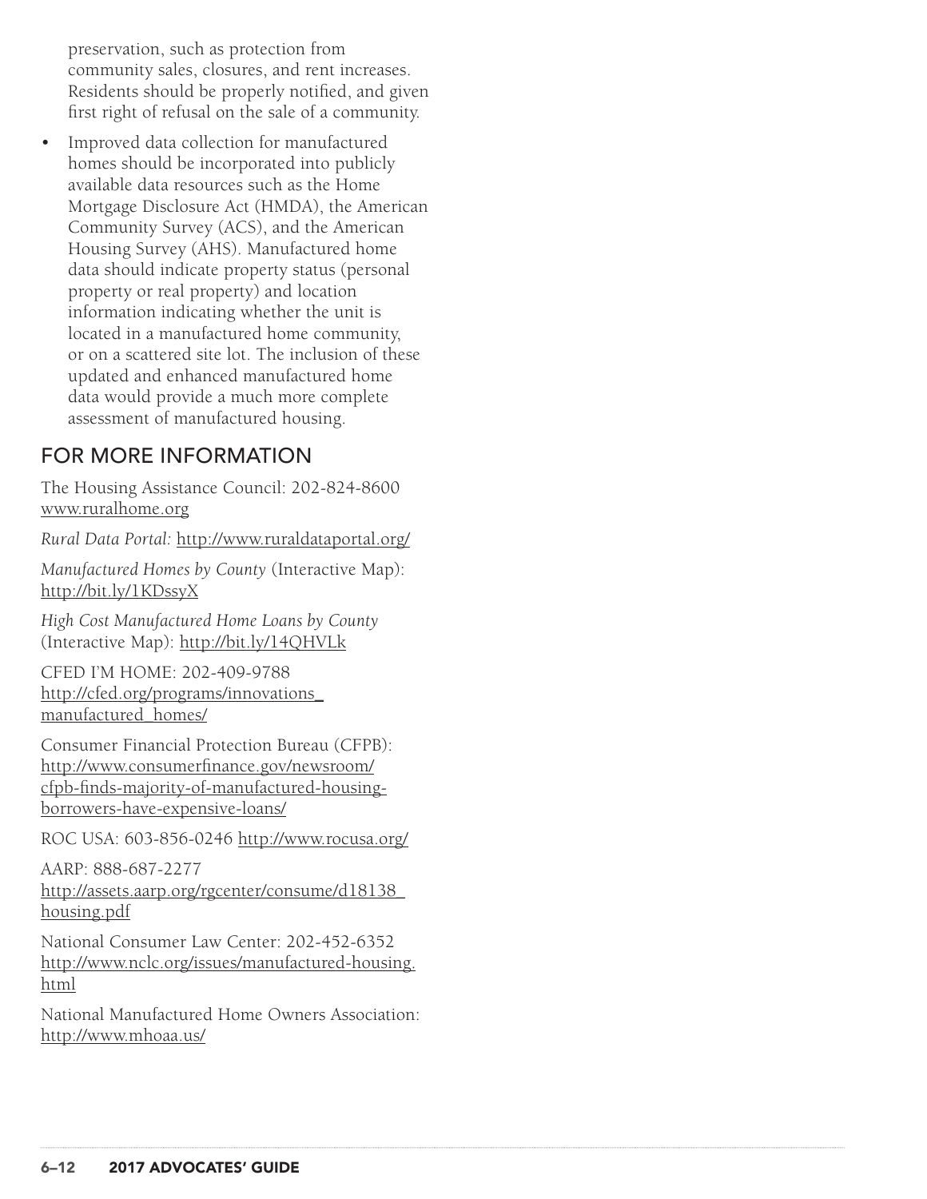preservation, such as protection from community sales, closures, and rent increases. Residents should be properly notified, and given first right of refusal on the sale of a community.

- Improved data collection for manufactured homes should be incorporated into publicly available data resources such as the Home Mortgage Disclosure Act (HMDA), the American Community Survey (ACS), and the American Housing Survey (AHS). Manufactured home data should indicate property status (personal property or real property) and location information indicating whether the unit is located in a manufactured home community, or on a scattered site lot. The inclusion of these updated and enhanced manufactured home data would provide a much more complete assessment of manufactured housing.

## FOR MORE INFORMATION

The Housing Assistance Council: 202-824-8600 www.ruralhome.org

*Rural Data Portal:* http://www.ruraldataportal.org/

*Manufactured Homes by County* (Interactive Map): http://bit.ly/1KDssyX

*High Cost Manufactured Home Loans by County* (Interactive Map): http://bit.ly/14QHVLk

CFED I'M HOME: 202-409-9788 http://cfed.org/programs/innovations_manufactured_homes/

Consumer Financial Protection Bureau (CFPB): http://www.consumerfinance.gov/newsroom/cfpb-finds-majority-of-manufactured-housing-borrowers-have-expensive-loans/

ROC USA: 603-856-0246 http://www.rocusa.org/

AARP: 888-687-2277 http://assets.aarp.org/rgcenter/consume/d18138_housing.pdf

National Consumer Law Center: 202-452-6352 http://www.nclc.org/issues/manufactured-housing.html

National Manufactured Home Owners Association: http://www.mhoaa.us/